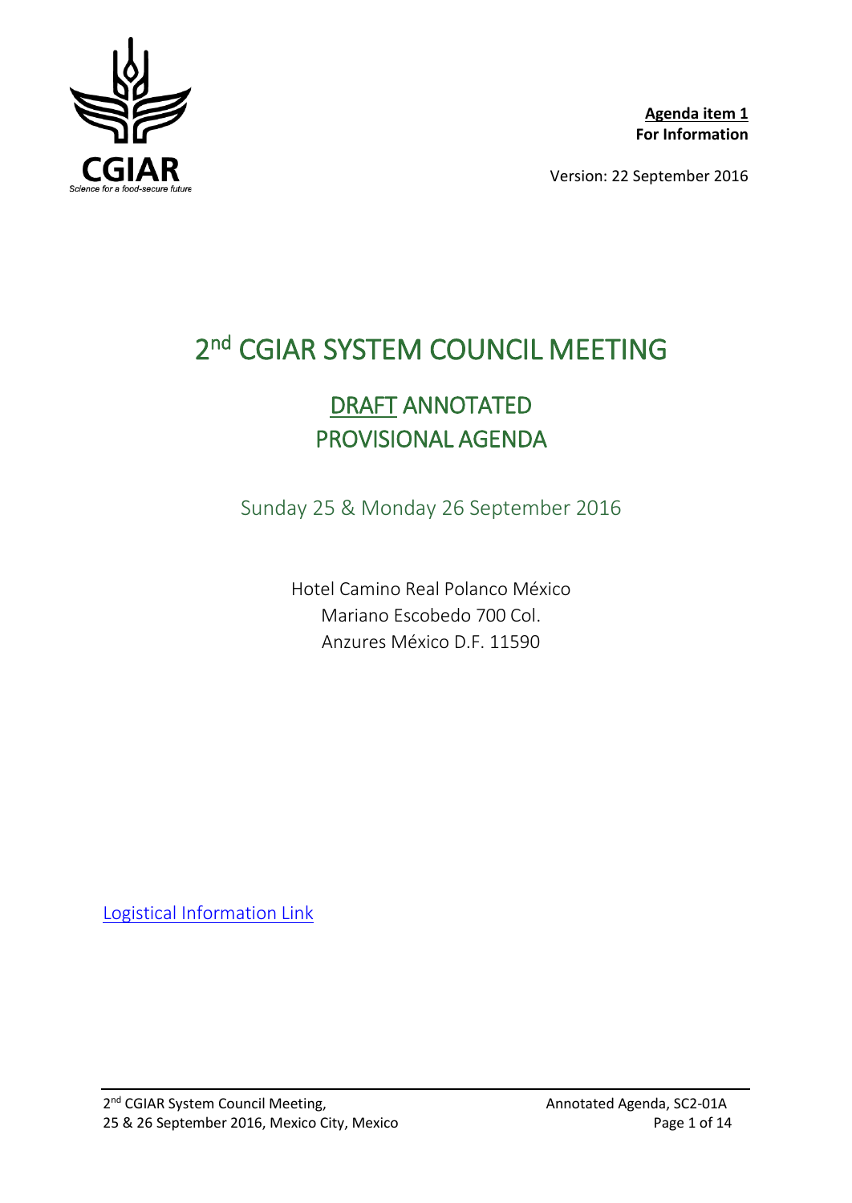**Agenda item 1**
**For Information**

Version: 22 September 2016

# 2nd CGIAR SYSTEM COUNCIL MEETING

## DRAFT ANNOTATED PROVISIONAL AGENDA

Sunday 25 & Monday 26 September 2016

Hotel Camino Real Polanco México
Mariano Escobedo 700 Col.
Anzures México D.F. 11590

Logistical Information Link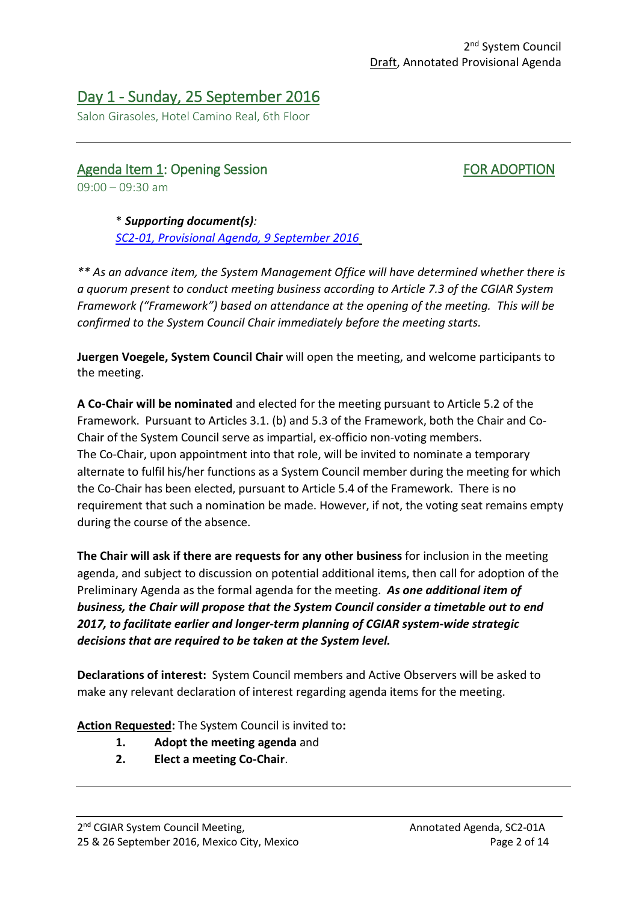2nd System Council
Draft, Annotated Provisional Agenda

## Day 1 - Sunday, 25 September 2016

Salon Girasoles, Hotel Camino Real, 6th Floor

### Agenda Item 1: Opening Session — FOR ADOPTION

09:00 – 09:30 am

> * ***Supporting document(s)**:*
> *SC2-01, Provisional Agenda, 9 September 2016*

*** As an advance item, the System Management Office will have determined whether there is a quorum present to conduct meeting business according to Article 7.3 of the CGIAR System Framework ("Framework") based on attendance at the opening of the meeting. This will be confirmed to the System Council Chair immediately before the meeting starts.*

**Juergen Voegele, System Council Chair** will open the meeting, and welcome participants to the meeting.

**A Co-Chair will be nominated** and elected for the meeting pursuant to Article 5.2 of the Framework. Pursuant to Articles 3.1. (b) and 5.3 of the Framework, both the Chair and Co-Chair of the System Council serve as impartial, ex-officio non-voting members.
The Co-Chair, upon appointment into that role, will be invited to nominate a temporary alternate to fulfil his/her functions as a System Council member during the meeting for which the Co-Chair has been elected, pursuant to Article 5.4 of the Framework. There is no requirement that such a nomination be made. However, if not, the voting seat remains empty during the course of the absence.

**The Chair will ask if there are requests for any other business** for inclusion in the meeting agenda, and subject to discussion on potential additional items, then call for adoption of the Preliminary Agenda as the formal agenda for the meeting. ***As one additional item of business, the Chair will propose that the System Council consider a timetable out to end 2017, to facilitate earlier and longer-term planning of CGIAR system-wide strategic decisions that are required to be taken at the System level.***

**Declarations of interest:** System Council members and Active Observers will be asked to make any relevant declaration of interest regarding agenda items for the meeting.

**Action Requested:** The System Council is invited to**:**

1. **Adopt the meeting agenda** and
2. **Elect a meeting Co-Chair**.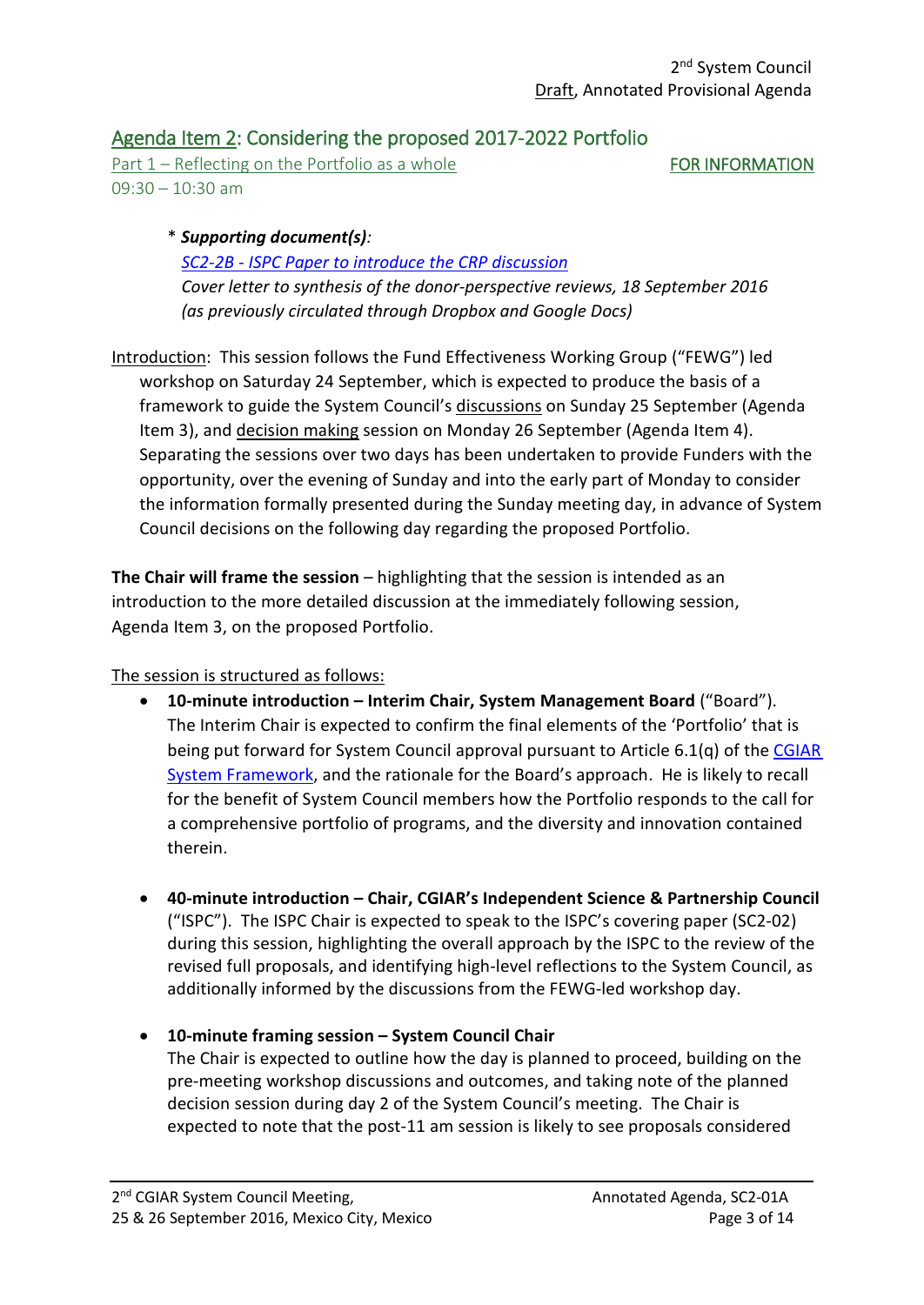## Agenda Item 2: Considering the proposed 2017-2022 Portfolio

Part 1 – Reflecting on the Portfolio as a whole — FOR INFORMATION

09:30 – 10:30 am

* ***Supporting document(s)**:*
  *SC2-2B - ISPC Paper to introduce the CRP discussion*
  *Cover letter to synthesis of the donor-perspective reviews, 18 September 2016 (as previously circulated through Dropbox and Google Docs)*

Introduction: This session follows the Fund Effectiveness Working Group ("FEWG") led workshop on Saturday 24 September, which is expected to produce the basis of a framework to guide the System Council's discussions on Sunday 25 September (Agenda Item 3), and decision making session on Monday 26 September (Agenda Item 4). Separating the sessions over two days has been undertaken to provide Funders with the opportunity, over the evening of Sunday and into the early part of Monday to consider the information formally presented during the Sunday meeting day, in advance of System Council decisions on the following day regarding the proposed Portfolio.

**The Chair will frame the session** – highlighting that the session is intended as an introduction to the more detailed discussion at the immediately following session, Agenda Item 3, on the proposed Portfolio.

The session is structured as follows:

- **10-minute introduction – Interim Chair, System Management Board** ("Board"). The Interim Chair is expected to confirm the final elements of the 'Portfolio' that is being put forward for System Council approval pursuant to Article 6.1(q) of the CGIAR System Framework, and the rationale for the Board's approach. He is likely to recall for the benefit of System Council members how the Portfolio responds to the call for a comprehensive portfolio of programs, and the diversity and innovation contained therein.

- **40-minute introduction – Chair, CGIAR's Independent Science & Partnership Council** ("ISPC"). The ISPC Chair is expected to speak to the ISPC's covering paper (SC2-02) during this session, highlighting the overall approach by the ISPC to the review of the revised full proposals, and identifying high-level reflections to the System Council, as additionally informed by the discussions from the FEWG-led workshop day.

- **10-minute framing session – System Council Chair**
  The Chair is expected to outline how the day is planned to proceed, building on the pre-meeting workshop discussions and outcomes, and taking note of the planned decision session during day 2 of the System Council's meeting. The Chair is expected to note that the post-11 am session is likely to see proposals considered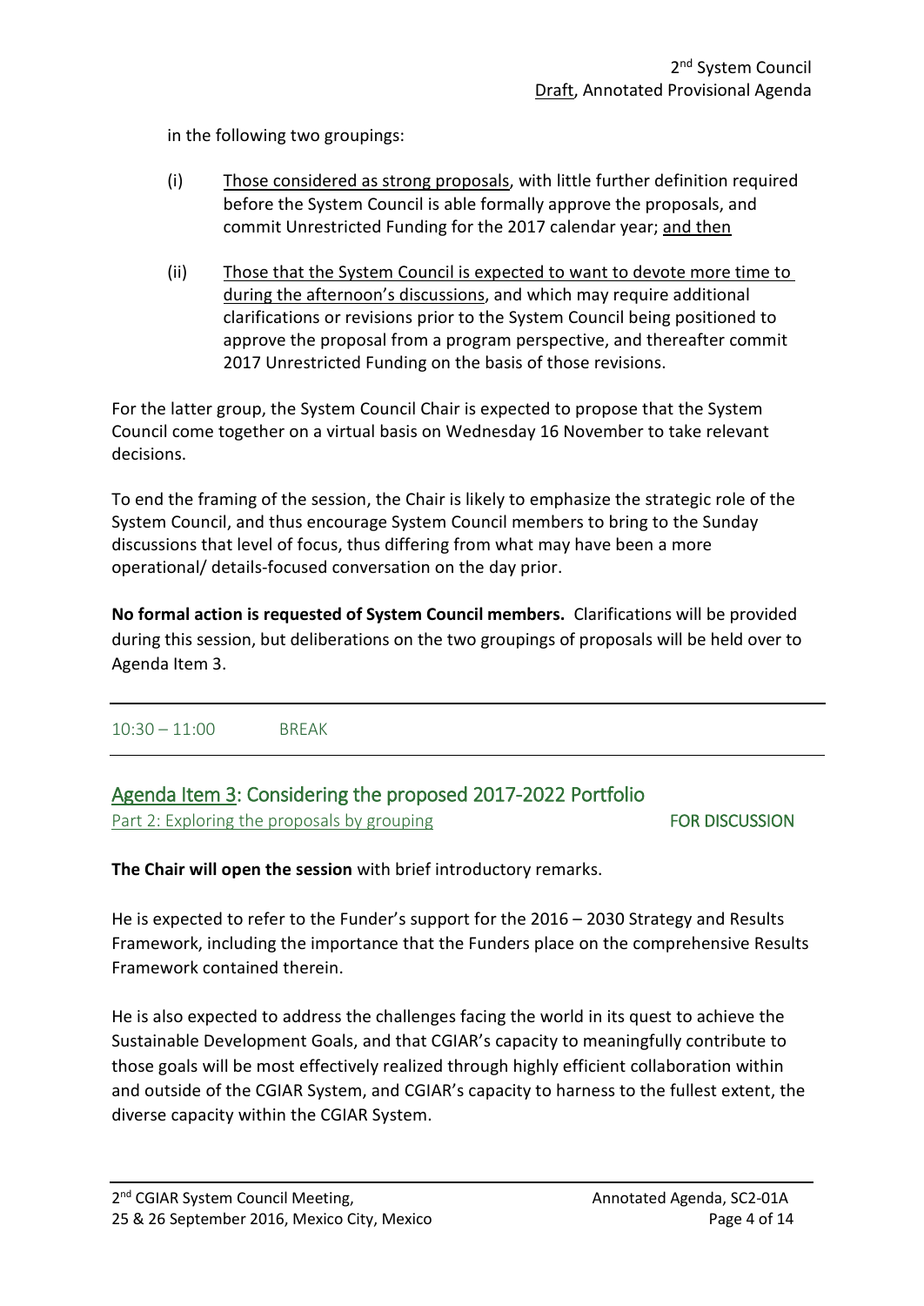in the following two groupings:

(i) Those considered as strong proposals, with little further definition required before the System Council is able formally approve the proposals, and commit Unrestricted Funding for the 2017 calendar year; and then

(ii) Those that the System Council is expected to want to devote more time to during the afternoon's discussions, and which may require additional clarifications or revisions prior to the System Council being positioned to approve the proposal from a program perspective, and thereafter commit 2017 Unrestricted Funding on the basis of those revisions.

For the latter group, the System Council Chair is expected to propose that the System Council come together on a virtual basis on Wednesday 16 November to take relevant decisions.

To end the framing of the session, the Chair is likely to emphasize the strategic role of the System Council, and thus encourage System Council members to bring to the Sunday discussions that level of focus, thus differing from what may have been a more operational/ details-focused conversation on the day prior.

**No formal action is requested of System Council members.** Clarifications will be provided during this session, but deliberations on the two groupings of proposals will be held over to Agenda Item 3.

---

10:30 – 11:00 BREAK

---

## Agenda Item 3: Considering the proposed 2017-2022 Portfolio

Part 2: Exploring the proposals by grouping **FOR DISCUSSION**

**The Chair will open the session** with brief introductory remarks.

He is expected to refer to the Funder's support for the 2016 – 2030 Strategy and Results Framework, including the importance that the Funders place on the comprehensive Results Framework contained therein.

He is also expected to address the challenges facing the world in its quest to achieve the Sustainable Development Goals, and that CGIAR's capacity to meaningfully contribute to those goals will be most effectively realized through highly efficient collaboration within and outside of the CGIAR System, and CGIAR's capacity to harness to the fullest extent, the diverse capacity within the CGIAR System.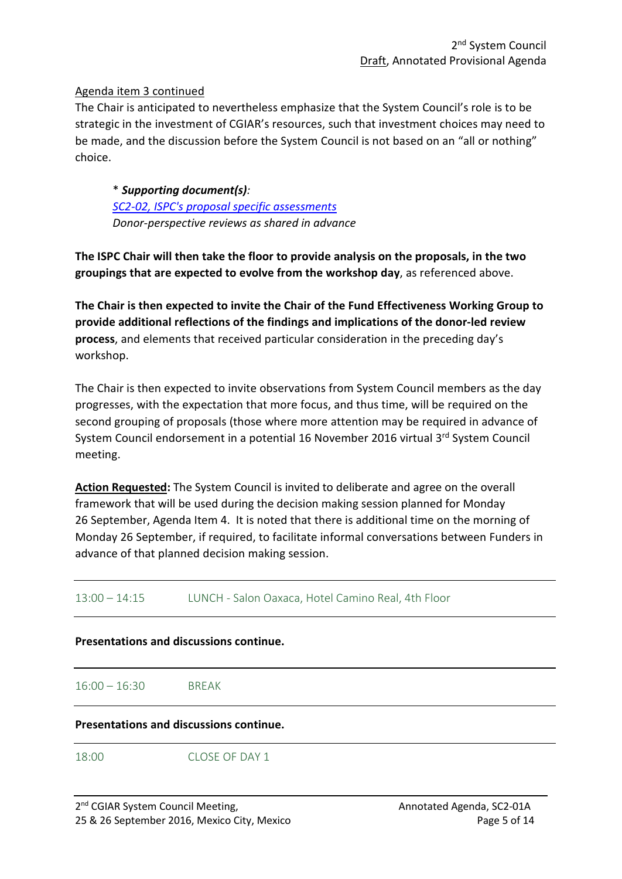Agenda item 3 continued

The Chair is anticipated to nevertheless emphasize that the System Council's role is to be strategic in the investment of CGIAR's resources, such that investment choices may need to be made, and the discussion before the System Council is not based on an "all or nothing" choice.

> * ***Supporting document(s)**:*
> *SC2-02, ISPC's proposal specific assessments*
> *Donor-perspective reviews as shared in advance*

**The ISPC Chair will then take the floor to provide analysis on the proposals, in the two groupings that are expected to evolve from the workshop day**, as referenced above.

**The Chair is then expected to invite the Chair of the Fund Effectiveness Working Group to provide additional reflections of the findings and implications of the donor-led review process**, and elements that received particular consideration in the preceding day's workshop.

The Chair is then expected to invite observations from System Council members as the day progresses, with the expectation that more focus, and thus time, will be required on the second grouping of proposals (those where more attention may be required in advance of System Council endorsement in a potential 16 November 2016 virtual 3rd System Council meeting.

**Action Requested:** The System Council is invited to deliberate and agree on the overall framework that will be used during the decision making session planned for Monday 26 September, Agenda Item 4. It is noted that there is additional time on the morning of Monday 26 September, if required, to facilitate informal conversations between Funders in advance of that planned decision making session.

---

13:00 – 14:15 LUNCH - Salon Oaxaca, Hotel Camino Real, 4th Floor

---

**Presentations and discussions continue.**

---

16:00 – 16:30 BREAK

---

**Presentations and discussions continue.**

---

18:00 CLOSE OF DAY 1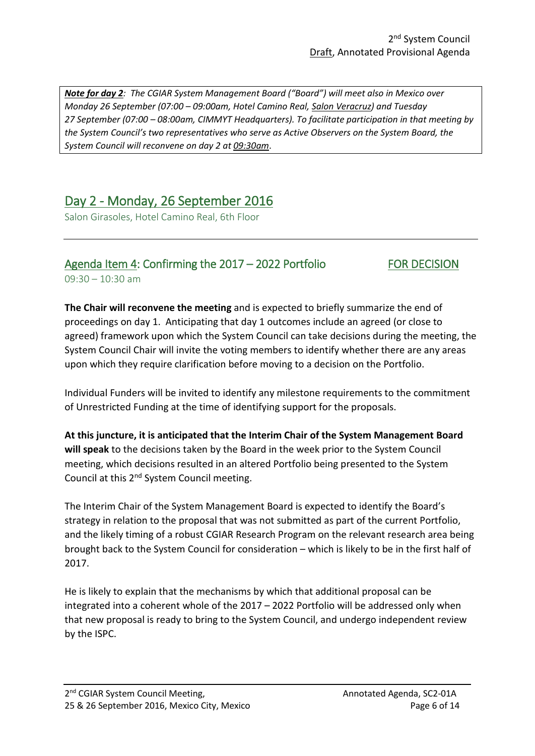***Note for day 2**: The CGIAR System Management Board ("Board") will meet also in Mexico over Monday 26 September (07:00 – 09:00am, Hotel Camino Real, Salon Veracruz) and Tuesday 27 September (07:00 – 08:00am, CIMMYT Headquarters). To facilitate participation in that meeting by the System Council's two representatives who serve as Active Observers on the System Board, the System Council will reconvene on day 2 at 09:30am.*

# Day 2 - Monday, 26 September 2016

Salon Girasoles, Hotel Camino Real, 6th Floor

## Agenda Item 4: Confirming the 2017 – 2022 Portfolio — FOR DECISION

09:30 – 10:30 am

**The Chair will reconvene the meeting** and is expected to briefly summarize the end of proceedings on day 1. Anticipating that day 1 outcomes include an agreed (or close to agreed) framework upon which the System Council can take decisions during the meeting, the System Council Chair will invite the voting members to identify whether there are any areas upon which they require clarification before moving to a decision on the Portfolio.

Individual Funders will be invited to identify any milestone requirements to the commitment of Unrestricted Funding at the time of identifying support for the proposals.

**At this juncture, it is anticipated that the Interim Chair of the System Management Board will speak** to the decisions taken by the Board in the week prior to the System Council meeting, which decisions resulted in an altered Portfolio being presented to the System Council at this 2nd System Council meeting.

The Interim Chair of the System Management Board is expected to identify the Board's strategy in relation to the proposal that was not submitted as part of the current Portfolio, and the likely timing of a robust CGIAR Research Program on the relevant research area being brought back to the System Council for consideration – which is likely to be in the first half of 2017.

He is likely to explain that the mechanisms by which that additional proposal can be integrated into a coherent whole of the 2017 – 2022 Portfolio will be addressed only when that new proposal is ready to bring to the System Council, and undergo independent review by the ISPC.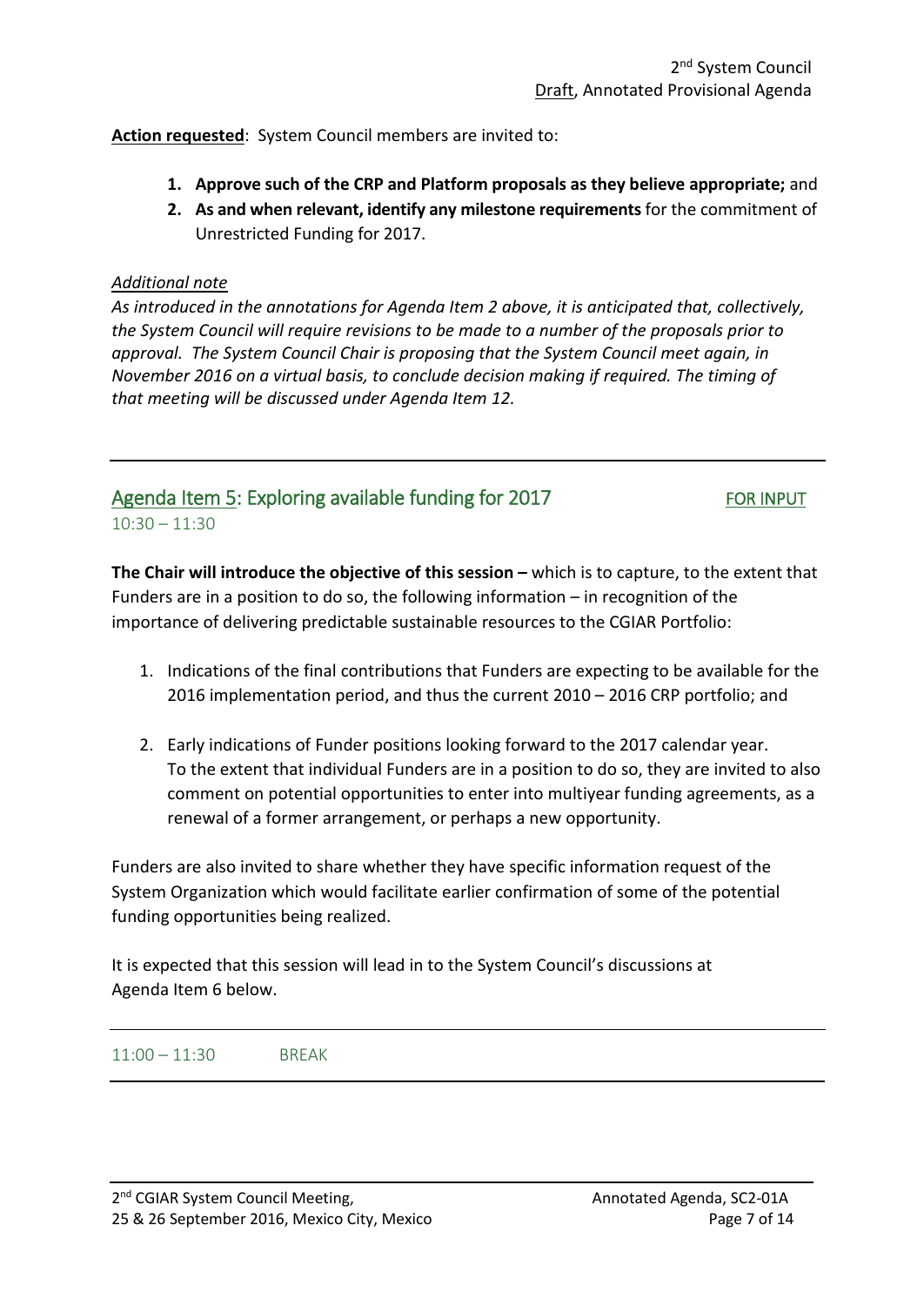**Action requested**: System Council members are invited to:

1. **Approve such of the CRP and Platform proposals as they believe appropriate;** and
2. **As and when relevant, identify any milestone requirements** for the commitment of Unrestricted Funding for 2017.

*Additional note*

*As introduced in the annotations for Agenda Item 2 above, it is anticipated that, collectively, the System Council will require revisions to be made to a number of the proposals prior to approval. The System Council Chair is proposing that the System Council meet again, in November 2016 on a virtual basis, to conclude decision making if required. The timing of that meeting will be discussed under Agenda Item 12.*

---

## Agenda Item 5: Exploring available funding for 2017 — FOR INPUT

10:30 – 11:30

**The Chair will introduce the objective of this session –** which is to capture, to the extent that Funders are in a position to do so, the following information – in recognition of the importance of delivering predictable sustainable resources to the CGIAR Portfolio:

1. Indications of the final contributions that Funders are expecting to be available for the 2016 implementation period, and thus the current 2010 – 2016 CRP portfolio; and

2. Early indications of Funder positions looking forward to the 2017 calendar year. To the extent that individual Funders are in a position to do so, they are invited to also comment on potential opportunities to enter into multiyear funding agreements, as a renewal of a former arrangement, or perhaps a new opportunity.

Funders are also invited to share whether they have specific information request of the System Organization which would facilitate earlier confirmation of some of the potential funding opportunities being realized.

It is expected that this session will lead in to the System Council's discussions at Agenda Item 6 below.

---

11:00 – 11:30 BREAK

---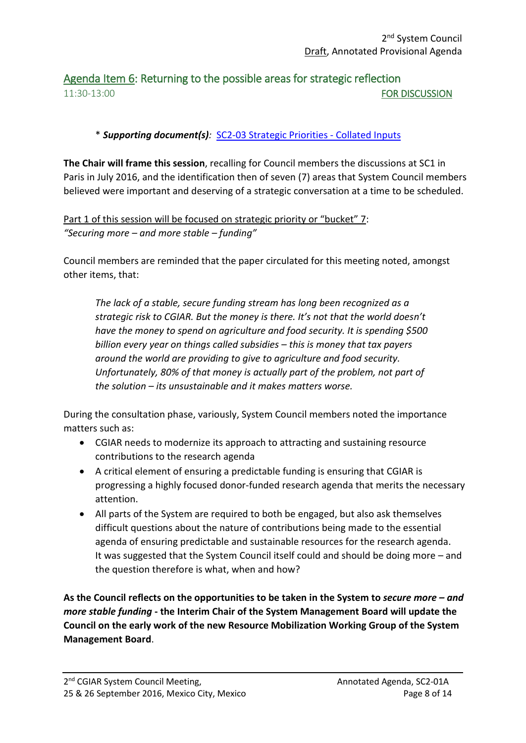## Agenda Item 6: Returning to the possible areas for strategic reflection

11:30-13:00 FOR DISCUSSION

\* ***Supporting document(s)**:* SC2-03 Strategic Priorities - Collated Inputs

**The Chair will frame this session**, recalling for Council members the discussions at SC1 in Paris in July 2016, and the identification then of seven (7) areas that System Council members believed were important and deserving of a strategic conversation at a time to be scheduled.

Part 1 of this session will be focused on strategic priority or "bucket" 7:
*"Securing more – and more stable – funding"*

Council members are reminded that the paper circulated for this meeting noted, amongst other items, that:

> *The lack of a stable, secure funding stream has long been recognized as a strategic risk to CGIAR. But the money is there. It's not that the world doesn't have the money to spend on agriculture and food security. It is spending $500 billion every year on things called subsidies – this is money that tax payers around the world are providing to give to agriculture and food security. Unfortunately, 80% of that money is actually part of the problem, not part of the solution – its unsustainable and it makes matters worse.*

During the consultation phase, variously, System Council members noted the importance matters such as:

- CGIAR needs to modernize its approach to attracting and sustaining resource contributions to the research agenda
- A critical element of ensuring a predictable funding is ensuring that CGIAR is progressing a highly focused donor-funded research agenda that merits the necessary attention.
- All parts of the System are required to both be engaged, but also ask themselves difficult questions about the nature of contributions being made to the essential agenda of ensuring predictable and sustainable resources for the research agenda. It was suggested that the System Council itself could and should be doing more – and the question therefore is what, when and how?

**As the Council reflects on the opportunities to be taken in the System to *secure more – and more stable funding* - the Interim Chair of the System Management Board will update the Council on the early work of the new Resource Mobilization Working Group of the System Management Board**.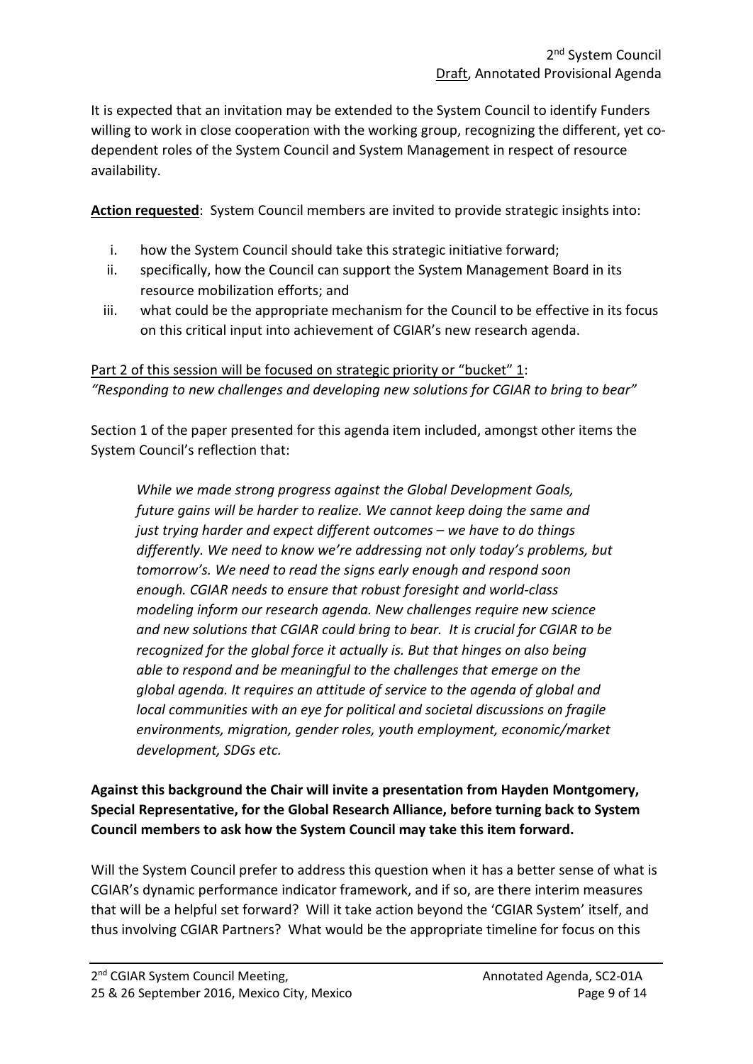It is expected that an invitation may be extended to the System Council to identify Funders willing to work in close cooperation with the working group, recognizing the different, yet co-dependent roles of the System Council and System Management in respect of resource availability.

**Action requested**: System Council members are invited to provide strategic insights into:

i. how the System Council should take this strategic initiative forward;
ii. specifically, how the Council can support the System Management Board in its resource mobilization efforts; and
iii. what could be the appropriate mechanism for the Council to be effective in its focus on this critical input into achievement of CGIAR's new research agenda.

Part 2 of this session will be focused on strategic priority or "bucket" 1:
*"Responding to new challenges and developing new solutions for CGIAR to bring to bear"*

Section 1 of the paper presented for this agenda item included, amongst other items the System Council's reflection that:

> *While we made strong progress against the Global Development Goals, future gains will be harder to realize. We cannot keep doing the same and just trying harder and expect different outcomes – we have to do things differently. We need to know we're addressing not only today's problems, but tomorrow's. We need to read the signs early enough and respond soon enough. CGIAR needs to ensure that robust foresight and world-class modeling inform our research agenda. New challenges require new science and new solutions that CGIAR could bring to bear. It is crucial for CGIAR to be recognized for the global force it actually is. But that hinges on also being able to respond and be meaningful to the challenges that emerge on the global agenda. It requires an attitude of service to the agenda of global and local communities with an eye for political and societal discussions on fragile environments, migration, gender roles, youth employment, economic/market development, SDGs etc.*

**Against this background the Chair will invite a presentation from Hayden Montgomery, Special Representative, for the Global Research Alliance, before turning back to System Council members to ask how the System Council may take this item forward.**

Will the System Council prefer to address this question when it has a better sense of what is CGIAR's dynamic performance indicator framework, and if so, are there interim measures that will be a helpful set forward? Will it take action beyond the 'CGIAR System' itself, and thus involving CGIAR Partners? What would be the appropriate timeline for focus on this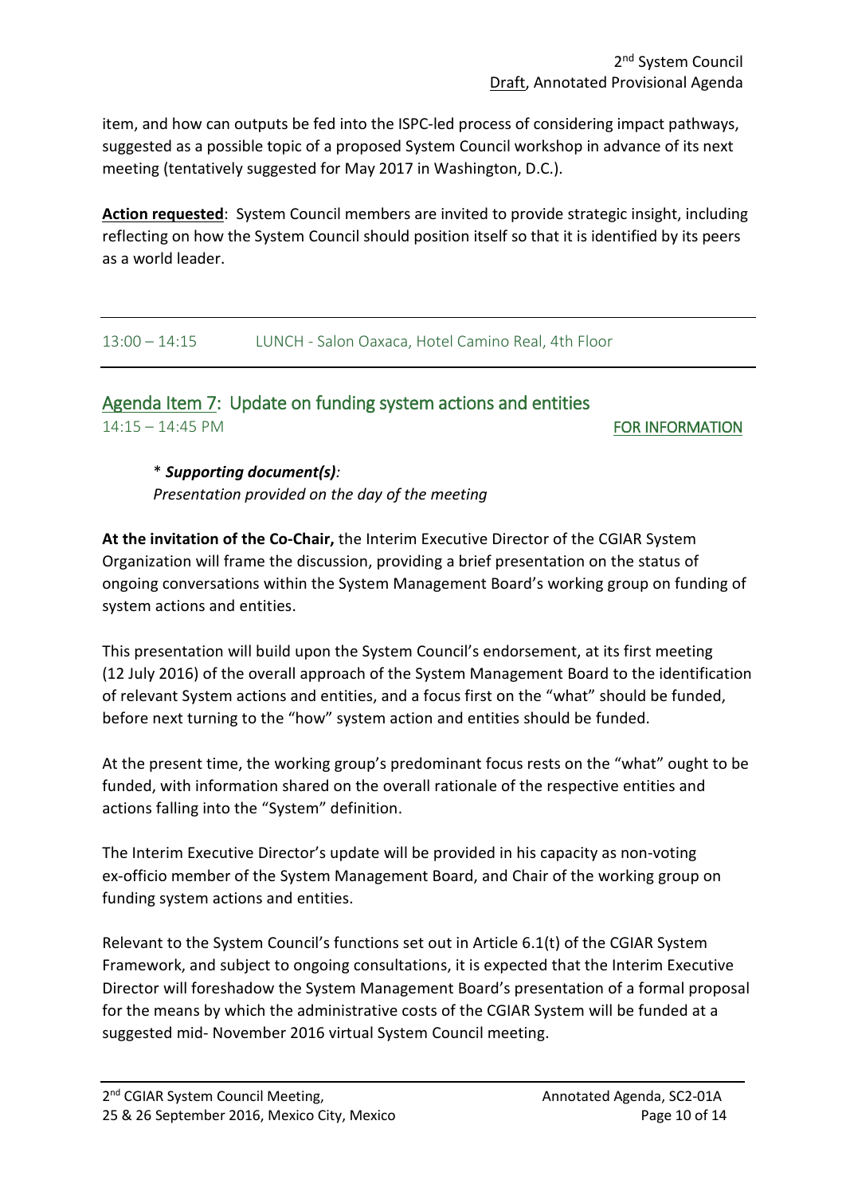item, and how can outputs be fed into the ISPC-led process of considering impact pathways, suggested as a possible topic of a proposed System Council workshop in advance of its next meeting (tentatively suggested for May 2017 in Washington, D.C.).

**Action requested**: System Council members are invited to provide strategic insight, including reflecting on how the System Council should position itself so that it is identified by its peers as a world leader.

---

13:00 – 14:15 LUNCH - Salon Oaxaca, Hotel Camino Real, 4th Floor

---

## Agenda Item 7: Update on funding system actions and entities

14:15 – 14:45 PM FOR INFORMATION

\* ***Supporting document(s)**:*
*Presentation provided on the day of the meeting*

**At the invitation of the Co-Chair,** the Interim Executive Director of the CGIAR System Organization will frame the discussion, providing a brief presentation on the status of ongoing conversations within the System Management Board's working group on funding of system actions and entities.

This presentation will build upon the System Council's endorsement, at its first meeting (12 July 2016) of the overall approach of the System Management Board to the identification of relevant System actions and entities, and a focus first on the "what" should be funded, before next turning to the "how" system action and entities should be funded.

At the present time, the working group's predominant focus rests on the "what" ought to be funded, with information shared on the overall rationale of the respective entities and actions falling into the "System" definition.

The Interim Executive Director's update will be provided in his capacity as non-voting ex-officio member of the System Management Board, and Chair of the working group on funding system actions and entities.

Relevant to the System Council's functions set out in Article 6.1(t) of the CGIAR System Framework, and subject to ongoing consultations, it is expected that the Interim Executive Director will foreshadow the System Management Board's presentation of a formal proposal for the means by which the administrative costs of the CGIAR System will be funded at a suggested mid- November 2016 virtual System Council meeting.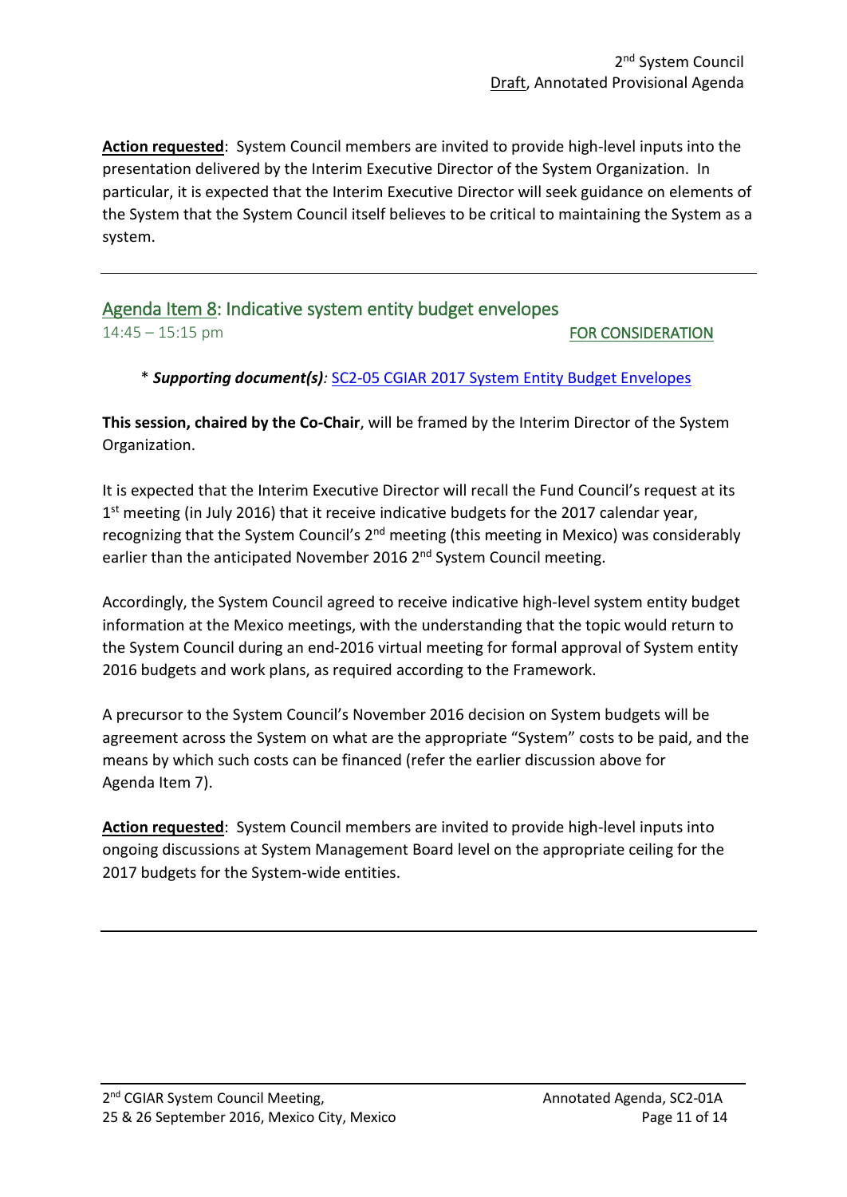**Action requested**: System Council members are invited to provide high-level inputs into the presentation delivered by the Interim Executive Director of the System Organization. In particular, it is expected that the Interim Executive Director will seek guidance on elements of the System that the System Council itself believes to be critical to maintaining the System as a system.

---

## Agenda Item 8: Indicative system entity budget envelopes

14:45 – 15:15 pm FOR CONSIDERATION

\* ***Supporting document(s)**:* SC2-05 CGIAR 2017 System Entity Budget Envelopes

**This session, chaired by the Co-Chair**, will be framed by the Interim Director of the System Organization.

It is expected that the Interim Executive Director will recall the Fund Council's request at its 1st meeting (in July 2016) that it receive indicative budgets for the 2017 calendar year, recognizing that the System Council's 2nd meeting (this meeting in Mexico) was considerably earlier than the anticipated November 2016 2nd System Council meeting.

Accordingly, the System Council agreed to receive indicative high-level system entity budget information at the Mexico meetings, with the understanding that the topic would return to the System Council during an end-2016 virtual meeting for formal approval of System entity 2016 budgets and work plans, as required according to the Framework.

A precursor to the System Council's November 2016 decision on System budgets will be agreement across the System on what are the appropriate "System" costs to be paid, and the means by which such costs can be financed (refer the earlier discussion above for Agenda Item 7).

**Action requested**: System Council members are invited to provide high-level inputs into ongoing discussions at System Management Board level on the appropriate ceiling for the 2017 budgets for the System-wide entities.

---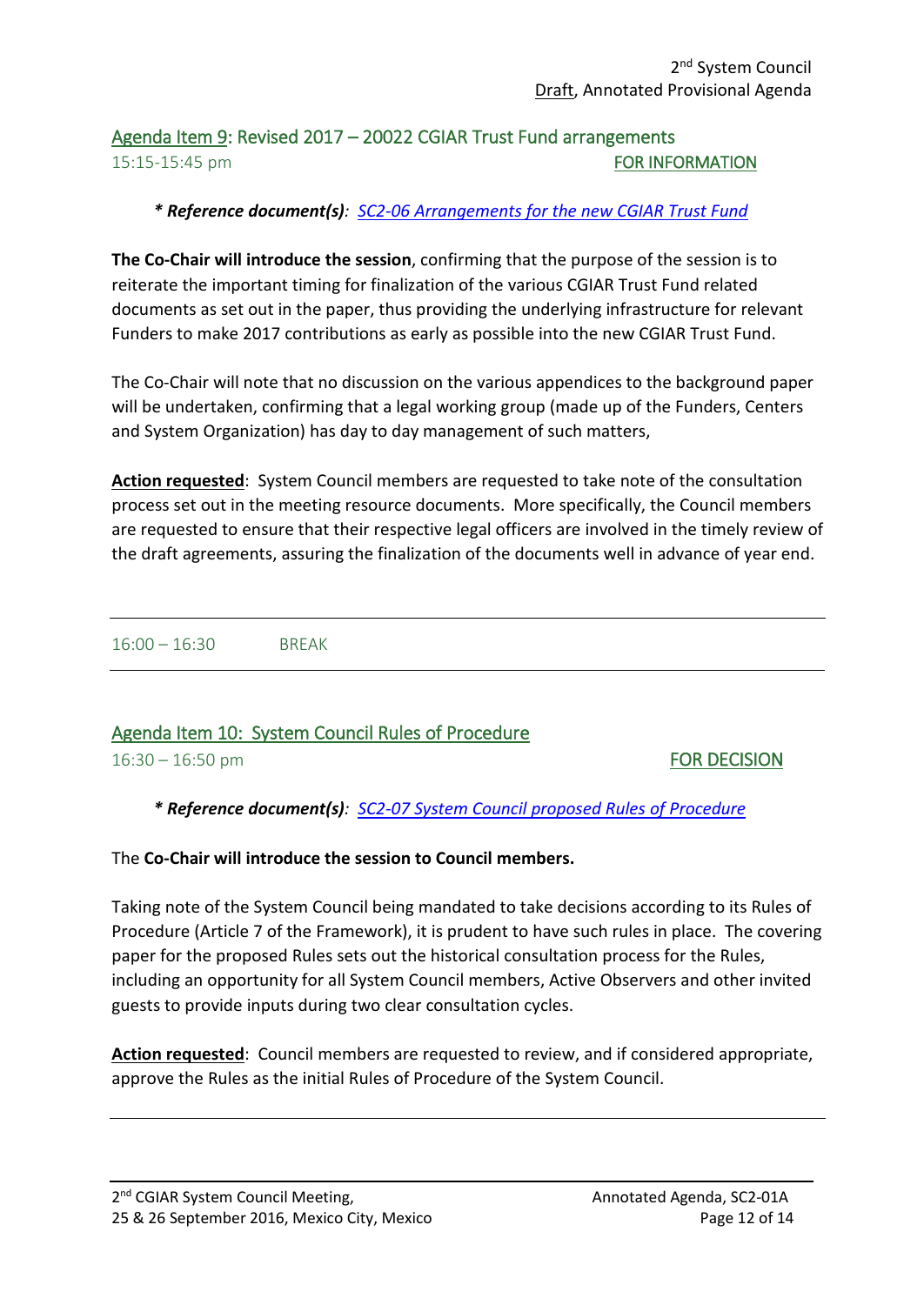## Agenda Item 9: Revised 2017 – 20022 CGIAR Trust Fund arrangements

15:15-15:45 pm **FOR INFORMATION**

***\* Reference document(s)**: SC2-06 Arrangements for the new CGIAR Trust Fund*

**The Co-Chair will introduce the session**, confirming that the purpose of the session is to reiterate the important timing for finalization of the various CGIAR Trust Fund related documents as set out in the paper, thus providing the underlying infrastructure for relevant Funders to make 2017 contributions as early as possible into the new CGIAR Trust Fund.

The Co-Chair will note that no discussion on the various appendices to the background paper will be undertaken, confirming that a legal working group (made up of the Funders, Centers and System Organization) has day to day management of such matters,

**Action requested**: System Council members are requested to take note of the consultation process set out in the meeting resource documents. More specifically, the Council members are requested to ensure that their respective legal officers are involved in the timely review of the draft agreements, assuring the finalization of the documents well in advance of year end.

---

16:00 – 16:30 BREAK

---

## Agenda Item 10: System Council Rules of Procedure

16:30 – 16:50 pm **FOR DECISION**

***\* Reference document(s)**: SC2-07 System Council proposed Rules of Procedure*

The **Co-Chair will introduce the session to Council members.**

Taking note of the System Council being mandated to take decisions according to its Rules of Procedure (Article 7 of the Framework), it is prudent to have such rules in place. The covering paper for the proposed Rules sets out the historical consultation process for the Rules, including an opportunity for all System Council members, Active Observers and other invited guests to provide inputs during two clear consultation cycles.

**Action requested**: Council members are requested to review, and if considered appropriate, approve the Rules as the initial Rules of Procedure of the System Council.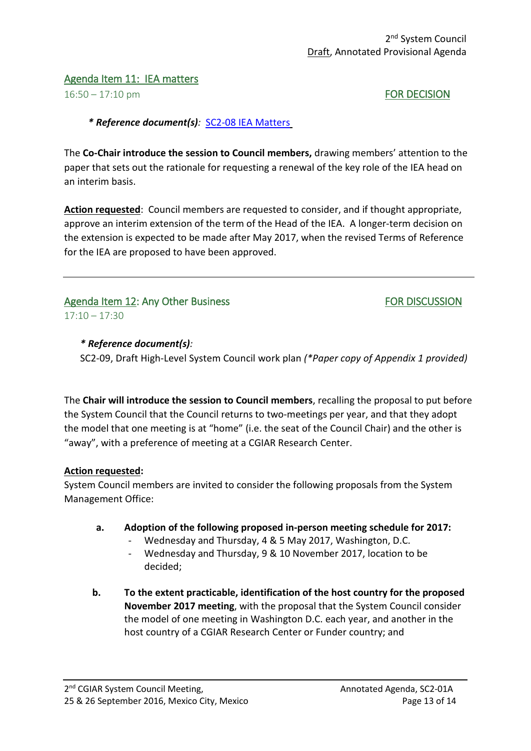## Agenda Item 11: IEA matters

16:50 – 17:10 pm **FOR DECISION**

***\* Reference document(s)**:* SC2-08 IEA Matters

The **Co-Chair introduce the session to Council members,** drawing members' attention to the paper that sets out the rationale for requesting a renewal of the key role of the IEA head on an interim basis.

**Action requested**: Council members are requested to consider, and if thought appropriate, approve an interim extension of the term of the Head of the IEA. A longer-term decision on the extension is expected to be made after May 2017, when the revised Terms of Reference for the IEA are proposed to have been approved.

---

## Agenda Item 12: Any Other Business

17:10 – 17:30 **FOR DISCUSSION**

***\* Reference document(s)**:*
SC2-09, Draft High-Level System Council work plan *(\*Paper copy of Appendix 1 provided)*

The **Chair will introduce the session to Council members**, recalling the proposal to put before the System Council that the Council returns to two-meetings per year, and that they adopt the model that one meeting is at "home" (i.e. the seat of the Council Chair) and the other is "away", with a preference of meeting at a CGIAR Research Center.

**Action requested:**
System Council members are invited to consider the following proposals from the System Management Office:

a. **Adoption of the following proposed in-person meeting schedule for 2017:**
   - Wednesday and Thursday, 4 & 5 May 2017, Washington, D.C.
   - Wednesday and Thursday, 9 & 10 November 2017, location to be decided;

b. **To the extent practicable, identification of the host country for the proposed November 2017 meeting**, with the proposal that the System Council consider the model of one meeting in Washington D.C. each year, and another in the host country of a CGIAR Research Center or Funder country; and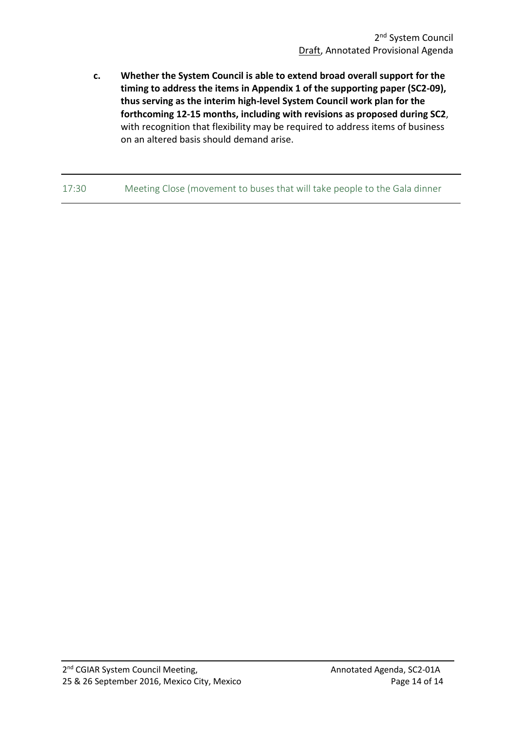c. **Whether the System Council is able to extend broad overall support for the timing to address the items in Appendix 1 of the supporting paper (SC2-09), thus serving as the interim high-level System Council work plan for the forthcoming 12-15 months, including with revisions as proposed during SC2**, with recognition that flexibility may be required to address items of business on an altered basis should demand arise.

| | |
|---|---|
| 17:30 | Meeting Close (movement to buses that will take people to the Gala dinner |